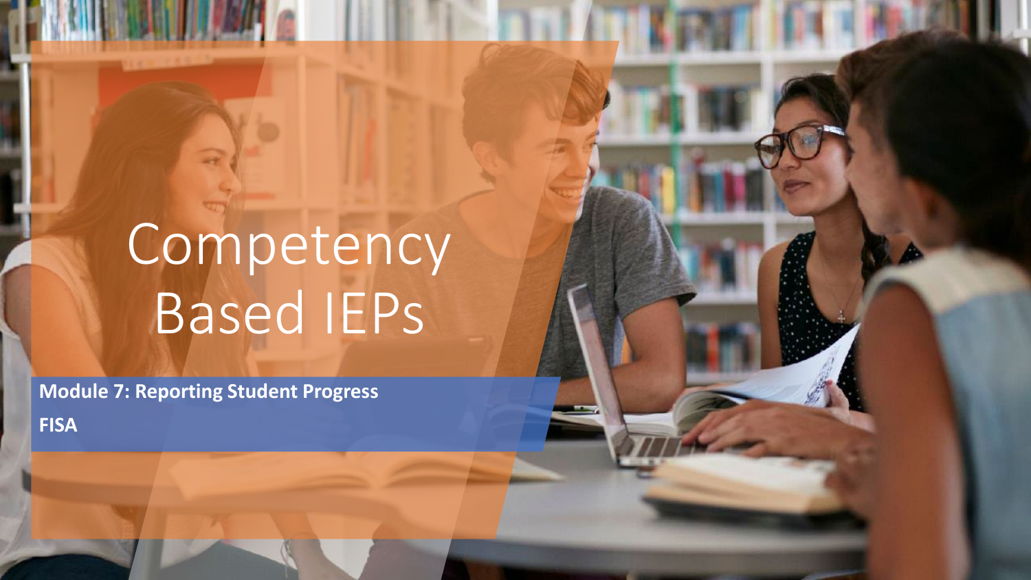# Competency Based IEPs

**Module 7: Reporting Student Progress**

**FISA**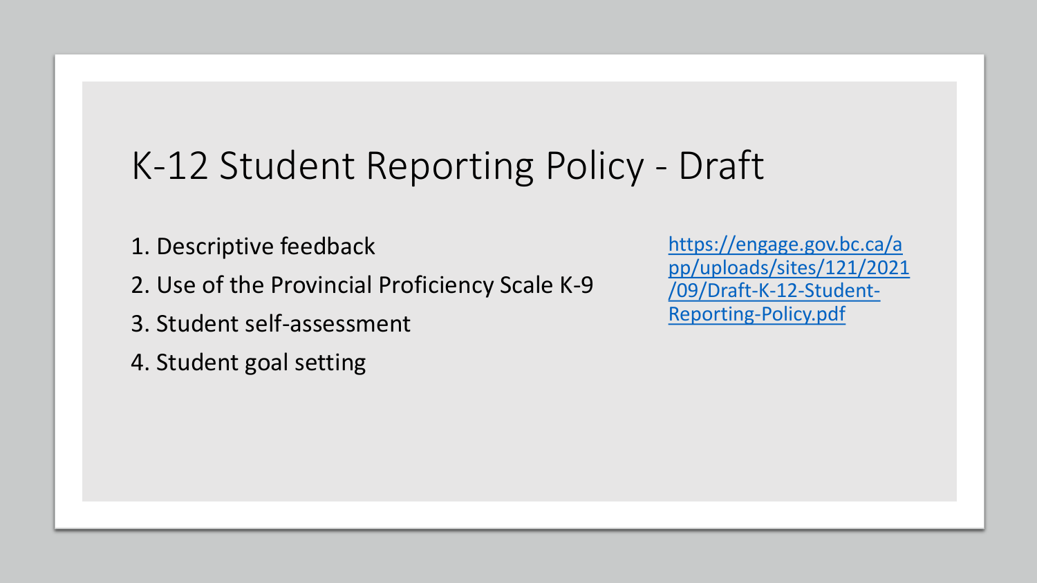# K-12 Student Reporting Policy - Draft

1. Descriptive feedback
2. Use of the Provincial Proficiency Scale K-9
3. Student self-assessment
4. Student goal setting

https://engage.gov.bc.ca/app/uploads/sites/121/2021/09/Draft-K-12-Student-Reporting-Policy.pdf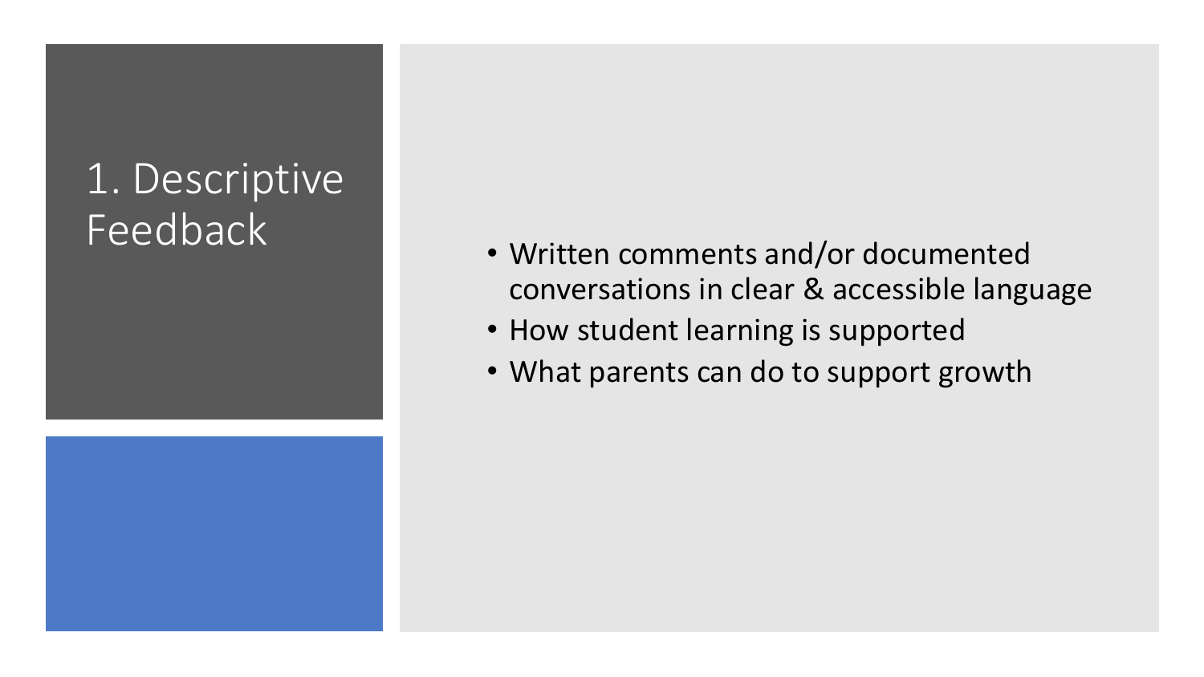# 1. Descriptive Feedback

- Written comments and/or documented conversations in clear & accessible language
- How student learning is supported
- What parents can do to support growth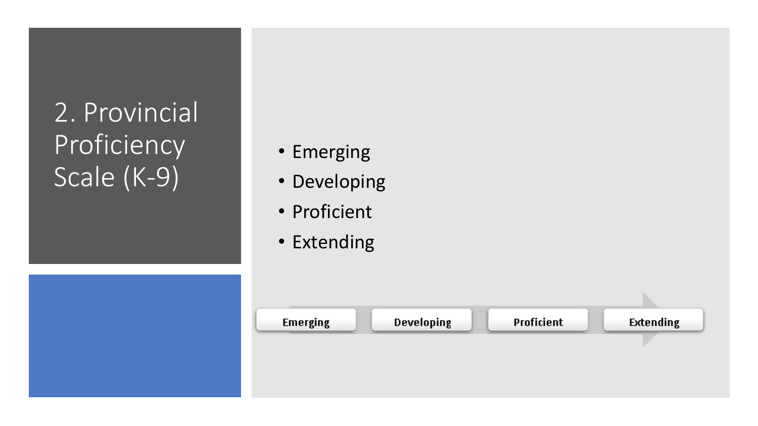# 2. Provincial Proficiency Scale (K-9)

- Emerging
- Developing
- Proficient
- Extending

Emerging → Developing → Proficient → Extending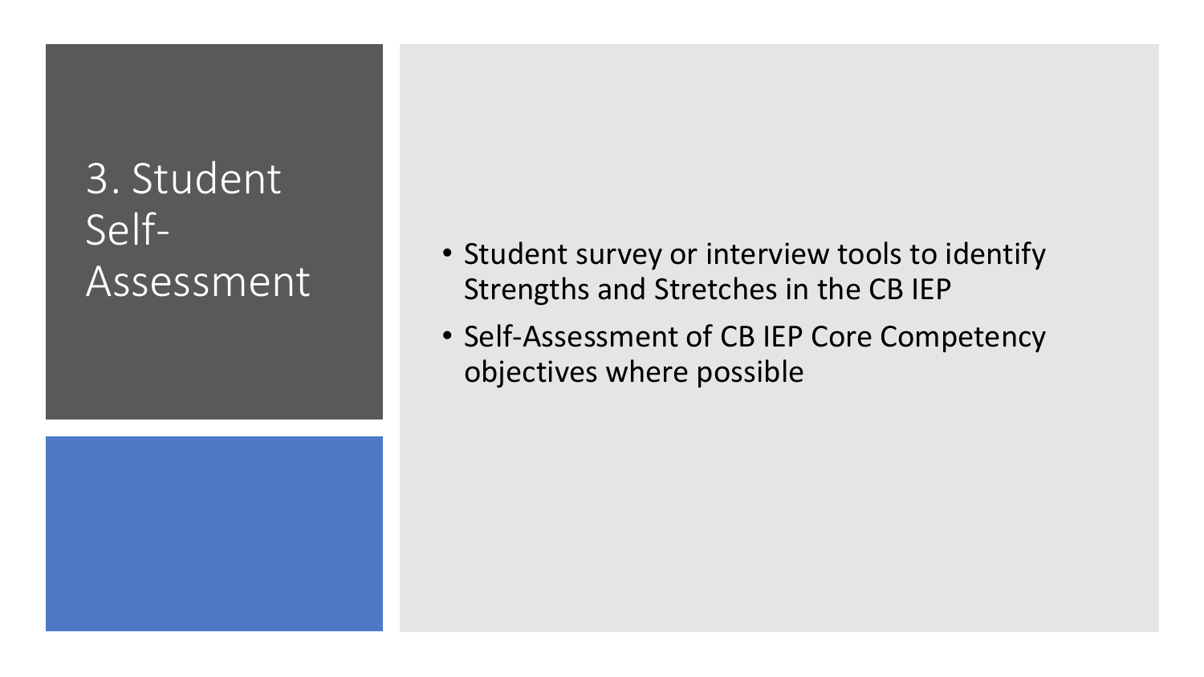# 3. Student Self-Assessment

- Student survey or interview tools to identify Strengths and Stretches in the CB IEP
- Self-Assessment of CB IEP Core Competency objectives where possible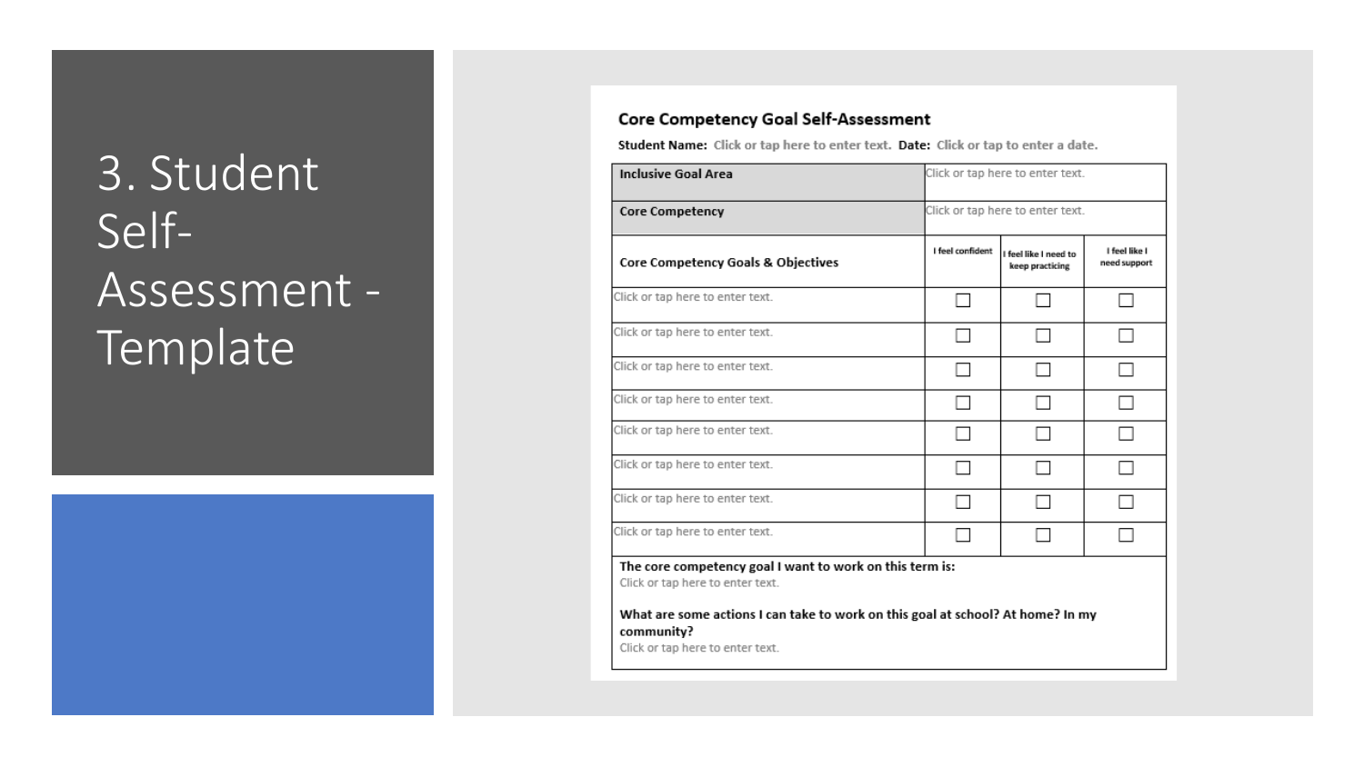# 3. Student Self-Assessment - Template

### Core Competency Goal Self-Assessment

**Student Name:** Click or tap here to enter text. **Date:** Click or tap to enter a date.

| **Inclusive Goal Area** | Click or tap here to enter text. | | |
|---|---|---|---|
| **Core Competency** | Click or tap here to enter text. | | |
| **Core Competency Goals & Objectives** | I feel confident | I feel like I need to keep practicing | I feel like I need support |
| Click or tap here to enter text. | ☐ | ☐ | ☐ |
| Click or tap here to enter text. | ☐ | ☐ | ☐ |
| Click or tap here to enter text. | ☐ | ☐ | ☐ |
| Click or tap here to enter text. | ☐ | ☐ | ☐ |
| Click or tap here to enter text. | ☐ | ☐ | ☐ |
| Click or tap here to enter text. | ☐ | ☐ | ☐ |
| Click or tap here to enter text. | ☐ | ☐ | ☐ |
| Click or tap here to enter text. | ☐ | ☐ | ☐ |

**The core competency goal I want to work on this term is:**
Click or tap here to enter text.

**What are some actions I can take to work on this goal at school? At home? In my community?**
Click or tap here to enter text.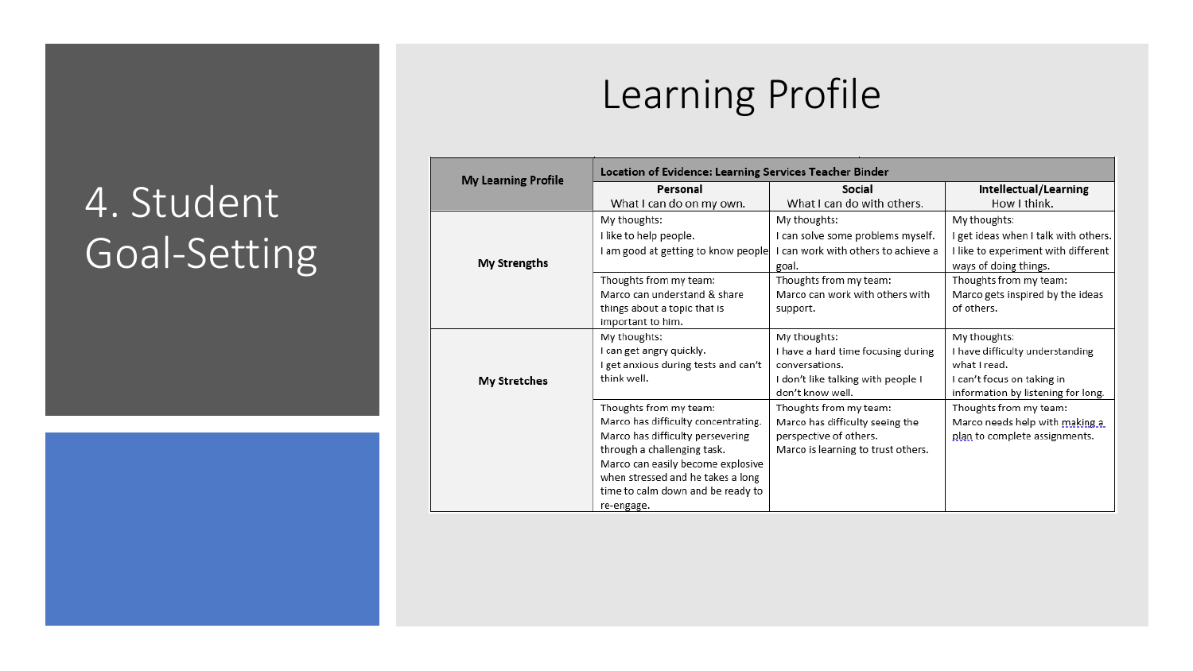# 4. Student Goal-Setting

## Learning Profile

| My Learning Profile | Location of Evidence: Learning Services Teacher Binder | | |
|---|---|---|---|
| | **Personal**<br>What I can do on my own. | **Social**<br>What I can do with others. | **Intellectual/Learning**<br>How I think. |
| **My Strengths** | My thoughts:<br>I like to help people.<br>I am good at getting to know people | My thoughts:<br>I can solve some problems myself.<br>I can work with others to achieve a goal. | My thoughts:<br>I get ideas when I talk with others.<br>I like to experiment with different ways of doing things. |
| | Thoughts from my team:<br>Marco can understand & share things about a topic that is important to him. | Thoughts from my team:<br>Marco can work with others with support. | Thoughts from my team:<br>Marco gets inspired by the ideas of others. |
| **My Stretches** | My thoughts:<br>I can get angry quickly.<br>I get anxious during tests and can't think well. | My thoughts:<br>I have a hard time focusing during conversations.<br>I don't like talking with people I don't know well. | My thoughts:<br>I have difficulty understanding what I read.<br>I can't focus on taking in information by listening for long. |
| | Thoughts from my team:<br>Marco has difficulty concentrating.<br>Marco has difficulty persevering through a challenging task.<br>Marco can easily become explosive when stressed and he takes a long time to calm down and be ready to re-engage. | Thoughts from my team:<br>Marco has difficulty seeing the perspective of others.<br>Marco is learning to trust others. | Thoughts from my team:<br>Marco needs help with making a plan to complete assignments. |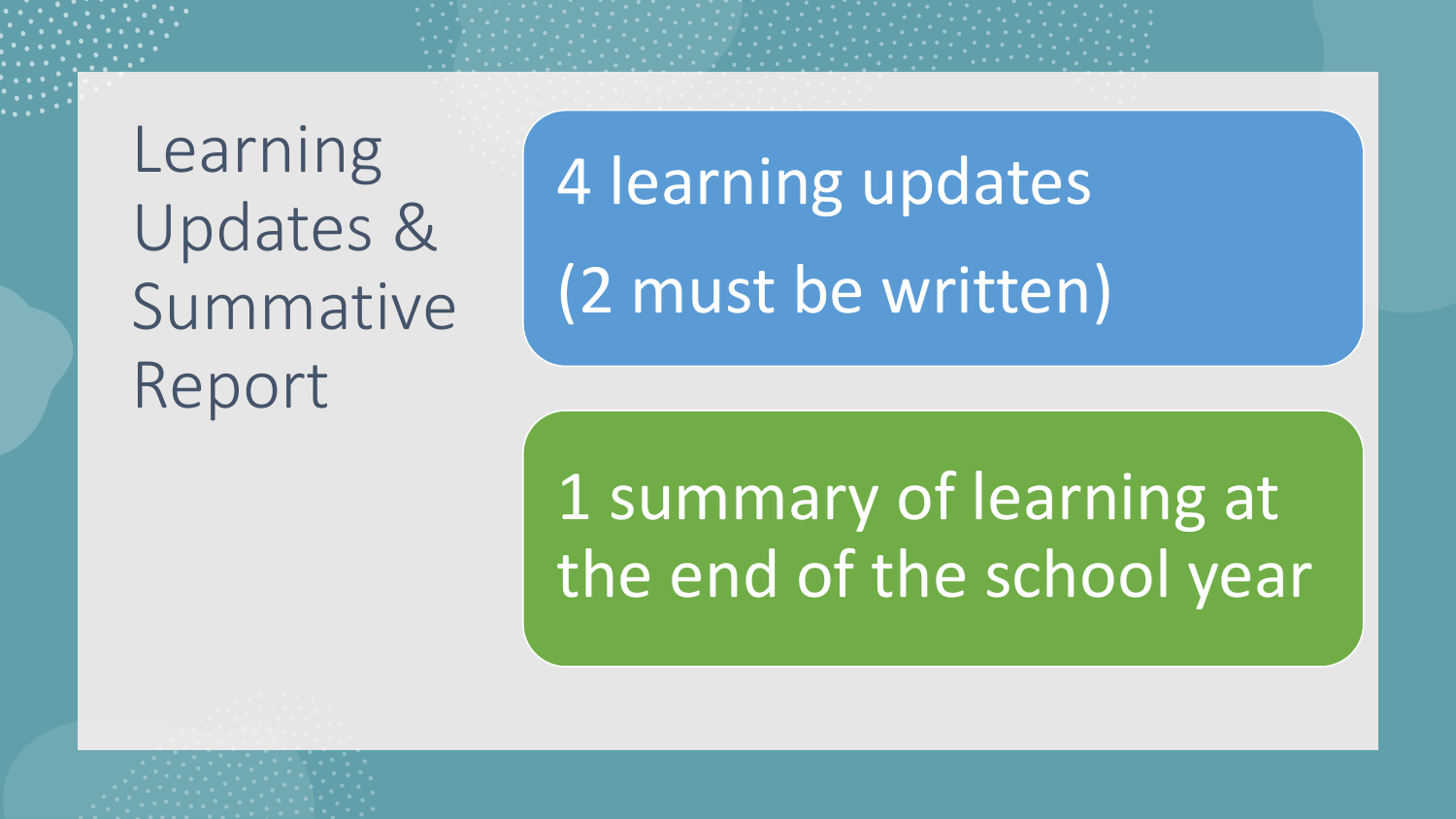# Learning Updates & Summative Report

- 4 learning updates

  (2 must be written)

- 1 summary of learning at the end of the school year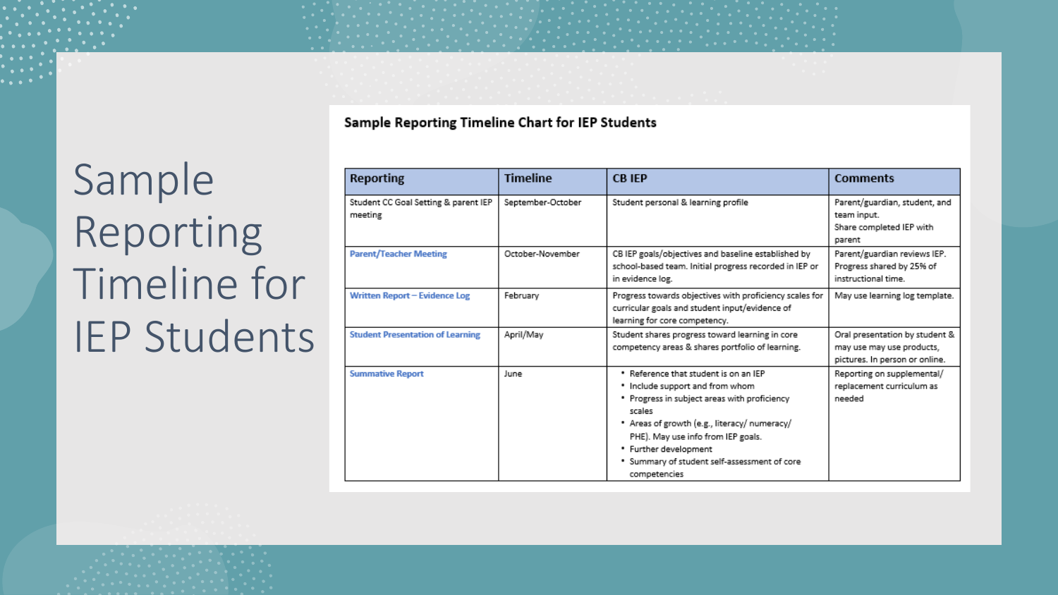# Sample Reporting Timeline for IEP Students

## Sample Reporting Timeline Chart for IEP Students

| Reporting | Timeline | CB IEP | Comments |
|---|---|---|---|
| Student CC Goal Setting & parent IEP meeting | September-October | Student personal & learning profile | Parent/guardian, student, and team input. Share completed IEP with parent |
| Parent/Teacher Meeting | October-November | CB IEP goals/objectives and baseline established by school-based team. Initial progress recorded in IEP or in evidence log. | Parent/guardian reviews IEP. Progress shared by 25% of instructional time. |
| Written Report – Evidence Log | February | Progress towards objectives with proficiency scales for curricular goals and student input/evidence of learning for core competency. | May use learning log template. |
| Student Presentation of Learning | April/May | Student shares progress toward learning in core competency areas & shares portfolio of learning. | Oral presentation by student & may use may use products, pictures. In person or online. |
| Summative Report | June | • Reference that student is on an IEP<br>• Include support and from whom<br>• Progress in subject areas with proficiency scales<br>• Areas of growth (e.g., literacy/ numeracy/ PHE). May use info from IEP goals.<br>• Further development<br>• Summary of student self-assessment of core competencies | Reporting on supplemental/ replacement curriculum as needed |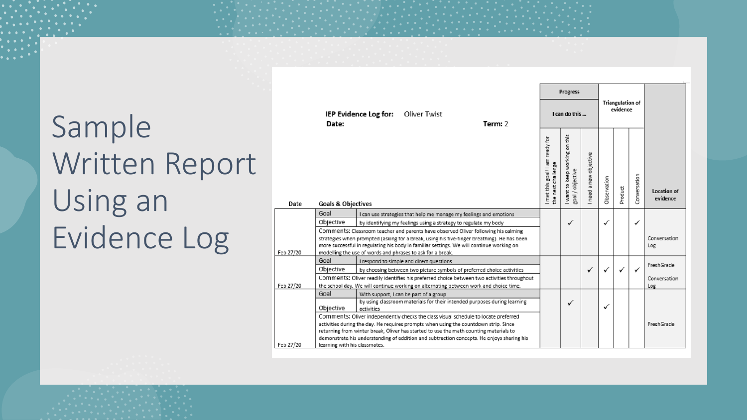# Sample Written Report Using an Evidence Log

**IEP Evidence Log for:** Oliver Twist

**Date:**

**Term:** 2

| Date | Goals & Objectives | | Progress: I can do this … I met this goal! I am ready for the next challenge | I want to keep working on this goal / objective | I need a new objective | Triangulation of evidence: Observation | Product | Conversation | Location of evidence |
|---|---|---|---|---|---|---|---|---|---|
| Feb 27/20 | Goal | I can use strategies that help me manage my feelings and emotions | | ✓ | | ✓ | | ✓ | Conversation Log |
| | Objective | by identifying my feelings using a strategy to regulate my body | | | | | | | |
| | Comments: Classroom teacher and parents have observed Oliver following his calming strategies when prompted (asking for a break, using his five-finger breathing). He has been more successful in regulating his body in familiar settings. We will continue working on modelling the use of words and phrases to ask for a break. | | | | | | | | |
| Feb 27/20 | Goal | I respond to simple and direct questions | | | ✓ | ✓ | ✓ | ✓ | FreshGrade Conversation Log |
| | Objective | by choosing between two picture symbols of preferred choice activities | | | | | | | |
| | Comments: Oliver readily identifies his preferred choice between two activities throughout the school day. We will continue working on alternating between work and choice time. | | | | | | | | |
| Feb 27/20 | Goal | With support, I can be part of a group | | ✓ | | ✓ | | | FreshGrade |
| | Objective | by using classroom materials for their intended purposes during learning activities | | | | | | | |
| | Comments: Oliver independently checks the class visual schedule to locate preferred activities during the day. He requires prompts when using the countdown strip. Since returning from winter break, Oliver has started to use the math counting materials to demonstrate his understanding of addition and subtraction concepts. He enjoys sharing his learning with his classmates. | | | | | | | | |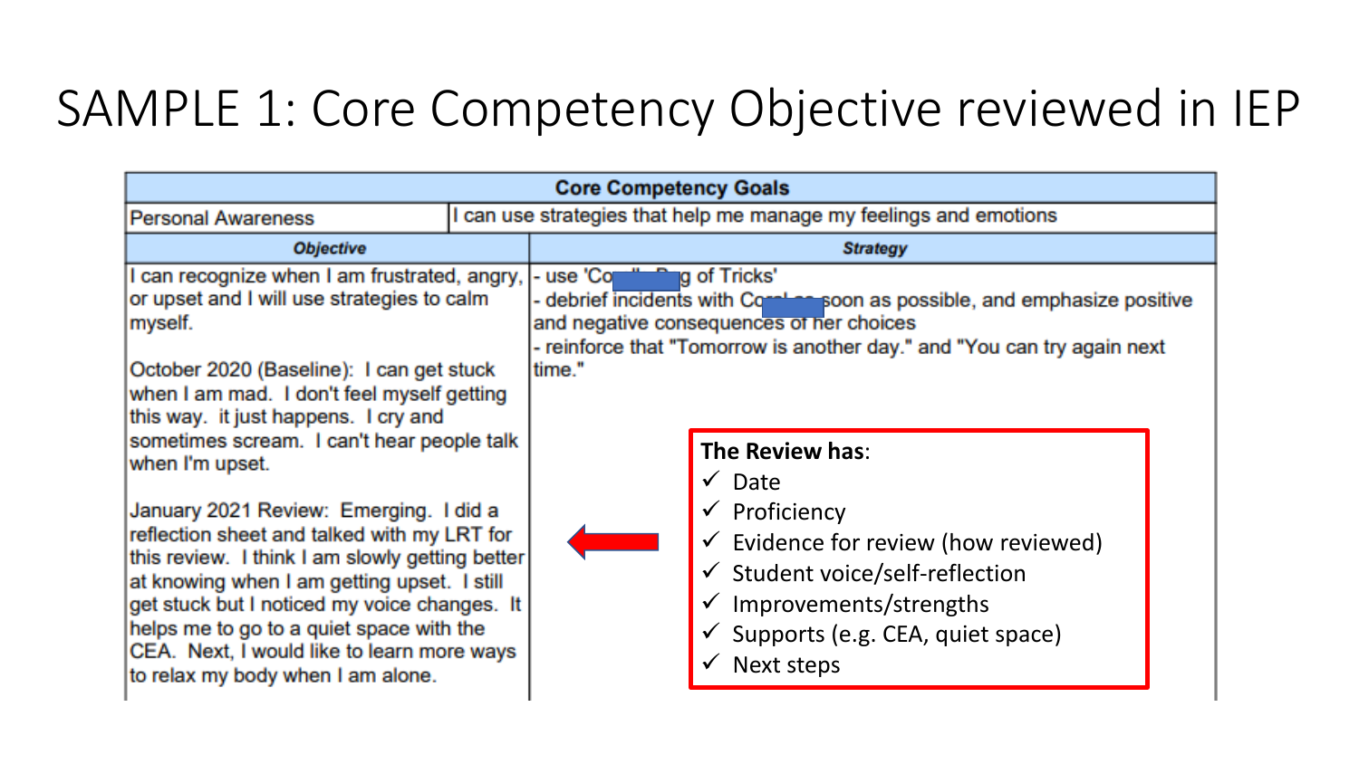# SAMPLE 1: Core Competency Objective reviewed in IEP

| Core Competency Goals | |
|---|---|
| Personal Awareness | I can use strategies that help me manage my feelings and emotions |
| ***Objective*** | ***Strategy*** |
| I can recognize when I am frustrated, angry, or upset and I will use strategies to calm myself.<br><br>October 2020 (Baseline): I can get stuck when I am mad. I don't feel myself getting this way. it just happens. I cry and sometimes scream. I can't hear people talk when I'm upset.<br><br>January 2021 Review: Emerging. I did a reflection sheet and talked with my LRT for this review. I think I am slowly getting better at knowing when I am upset. I still get stuck but I noticed my voice changes. It helps me to go to a quiet space with the CEA. Next, I would like to learn more ways to relax my body when I am alone. | - use 'Co[redacted]g of Tricks'<br>- debrief incidents with C[redacted] soon as possible, and emphasize positive and negative consequences of her choices<br>- reinforce that "Tomorrow is another day." and "You can try again next time." |

**The Review has**:

- ✓ Date
- ✓ Proficiency
- ✓ Evidence for review (how reviewed)
- ✓ Student voice/self-reflection
- ✓ Improvements/strengths
- ✓ Supports (e.g. CEA, quiet space)
- ✓ Next steps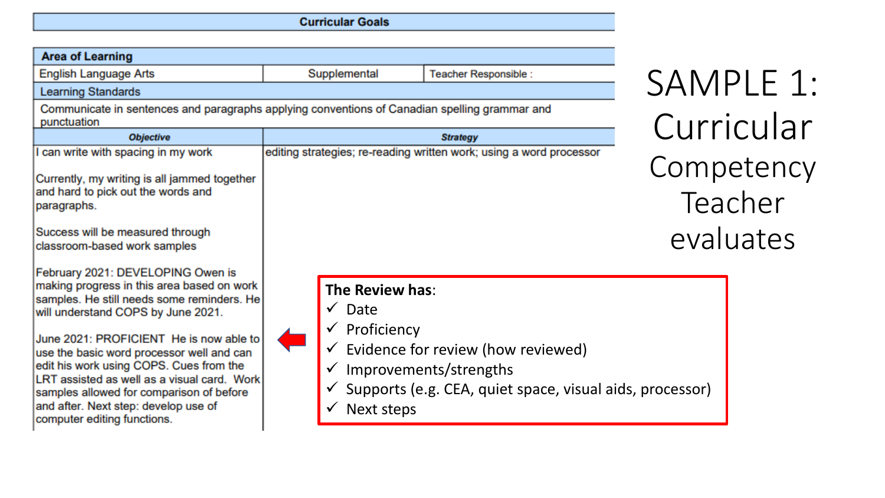# SAMPLE 1: Curricular Competency Teacher evaluates

| Curricular Goals | | |
|---|---|---|
| **Area of Learning** | | |
| English Language Arts | Supplemental | Teacher Responsible : |
| Learning Standards | | |
| Communicate in sentences and paragraphs applying conventions of Canadian spelling grammar and punctuation | | |
| ***Objective*** | ***Strategy*** | |
| I can write with spacing in my work<br><br>Currently, my writing is all jammed together and hard to pick out the words and paragraphs.<br><br>Success will be measured through classroom-based work samples<br><br>February 2021: DEVELOPING Owen is making progress in this area based on work samples. He still needs some reminders. He will understand COPS by June 2021.<br><br>June 2021: PROFICIENT He is now able to use the basic word processor well and can edit his work using COPS. Cues from the LRT assisted as well as a visual card. Work samples allowed for comparison of before and after. Next step: develop use of computer editing functions. | editing strategies; re-reading written work; using a word processor | |

**The Review has**:

- ✓ Date
- ✓ Proficiency
- ✓ Evidence for review (how reviewed)
- ✓ Improvements/strengths
- ✓ Supports (e.g. CEA, quiet space, visual aids, processor)
- ✓ Next steps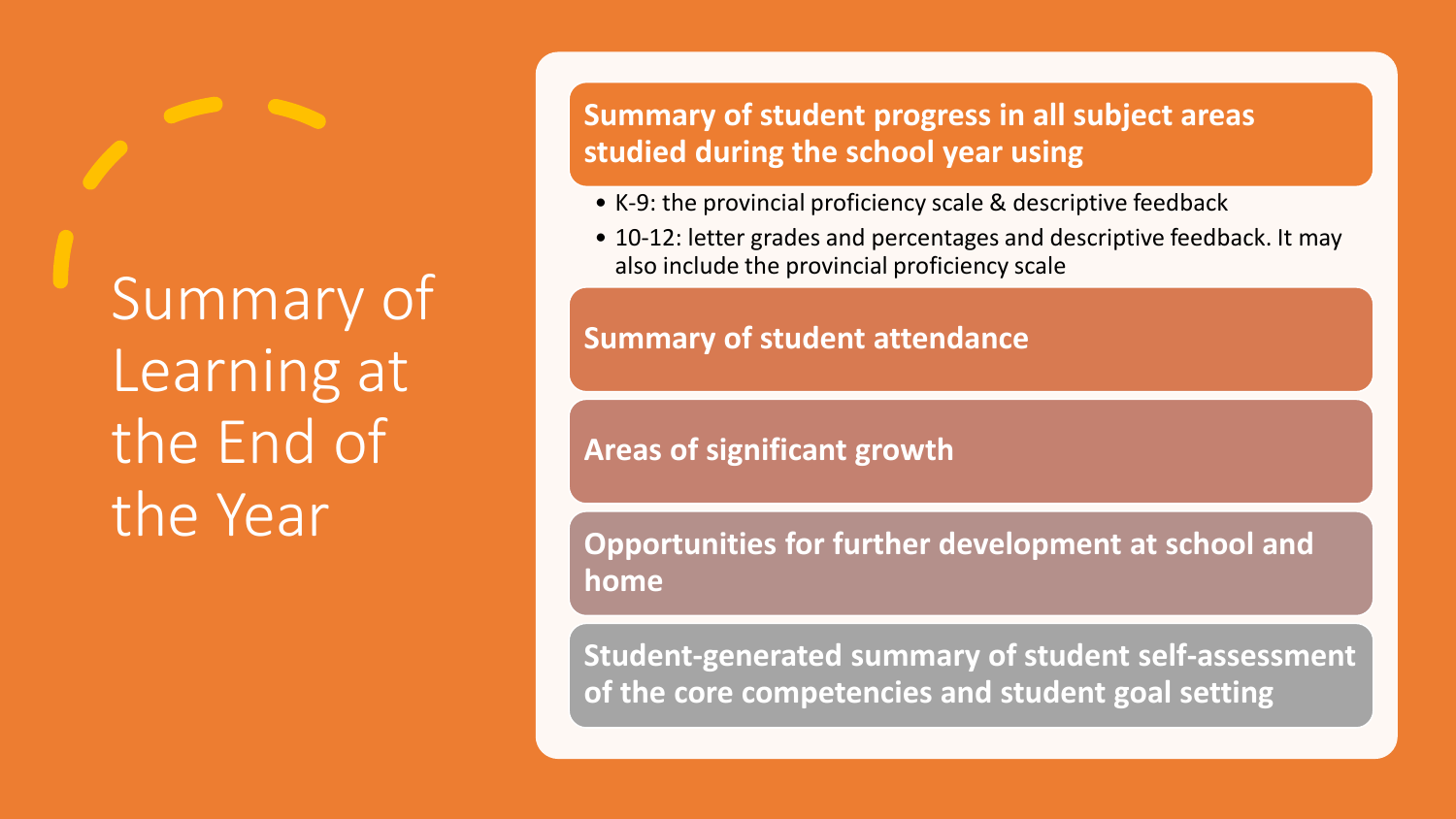# Summary of Learning at the End of the Year

**Summary of student progress in all subject areas studied during the school year using**

- K-9: the provincial proficiency scale & descriptive feedback
- 10-12: letter grades and percentages and descriptive feedback. It may also include the provincial proficiency scale

**Summary of student attendance**

**Areas of significant growth**

**Opportunities for further development at school and home**

**Student-generated summary of student self-assessment of the core competencies and student goal setting**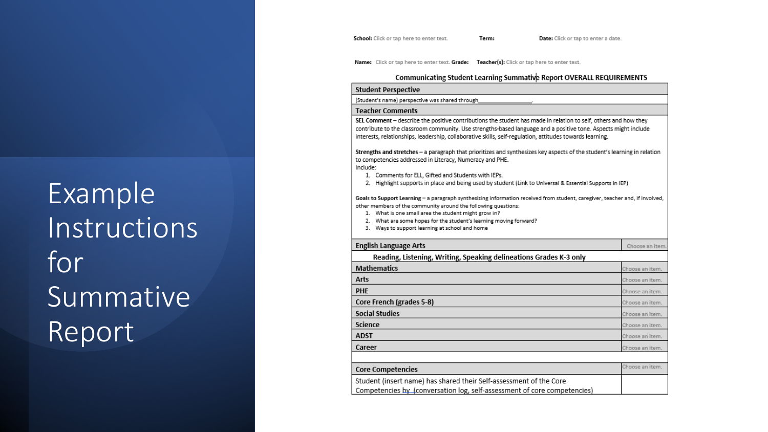# Example Instructions for Summative Report

**School:** Click or tap here to enter text. **Term:** **Date:** Click or tap to enter a date.

**Name:** Click or tap here to enter text. **Grade:** **Teacher(s):** Click or tap here to enter text.

**Communicating Student Learning Summative Report OVERALL REQUIREMENTS**

| **Student Perspective** | |
|---|---|
| (Student's name) perspective was shared through_________________. | |
| **Teacher Comments** | |
| **SEL Comment** – describe the positive contributions the student has made in relation to self, others and how they contribute to the classroom community. Use strengths-based language and a positive tone. Aspects might include interests, relationships, leadership, collaborative skills, self-regulation, attitudes towards learning.<br><br>**Strengths and stretches** – a paragraph that prioritizes and synthesizes key aspects of the student's learning in relation to competencies addressed in Literacy, Numeracy and PHE.<br>Include:<br>1. Comments for ELL, Gifted and Students with IEPs.<br>2. Highlight supports in place and being used by student (Link to Universal & Essential Supports in IEP)<br><br>**Goals to Support Learning** – a paragraph synthesizing information received from student, caregiver, teacher and, if involved, other members of the community around the following questions:<br>1. What is one small area the student might grow in?<br>2. What are some hopes for the student's learning moving forward?<br>3. Ways to support learning at school and home | |
| **English Language Arts** | Choose an item. |
| **Reading, Listening, Writing, Speaking delineations Grades K-3 only** | |
| **Mathematics** | Choose an item. |
| **Arts** | Choose an item. |
| **PHE** | Choose an item. |
| **Core French (grades 5-8)** | Choose an item. |
| **Social Studies** | Choose an item. |
| **Science** | Choose an item. |
| **ADST** | Choose an item. |
| **Career** | Choose an item. |
| | |
| **Core Competencies** | Choose an item. |
| Student (insert name) has shared their Self-assessment of the Core Competencies by (conversation log, self-assessment of core competencies) | |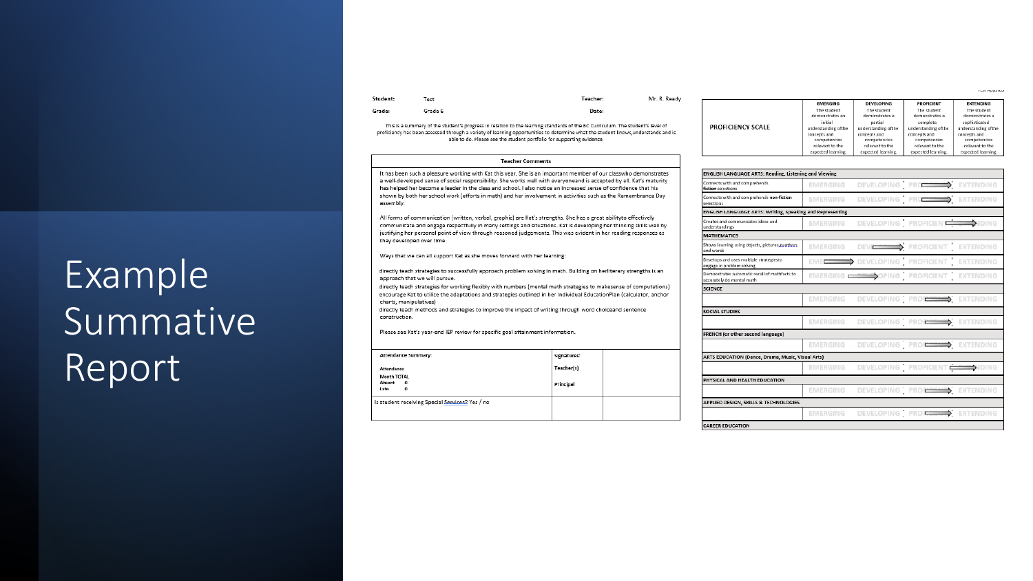# Example Summative Report

**Student:** Test **Teacher:** Mr. R. Ready

**Grade:** Grade 6 **Date:**

This is a summary of the student's progress in relation to the learning standards of the BC Curriculum. The student's level of proficiency has been assessed through a variety of learning opportunities to determine what the student knows, understands and is able to do. Please see the student portfolio for supporting evidence.

**Teacher Comments**

It has been such a pleasure working with Kat this year. She is an important member of our classwho demonstrates a well-developed sense of social responsibility. She works well with everyoneand is accepted by all. Kat's maturity has helped her become a leader in the class and school. I also notice an increased sense of confidence that has shown by both her school work (efforts in math) and her involvement in activities such as the Remembrance Day assembly.

All forms of communication (written, verbal, graphic) are Kat's strengths. She has a great abilityto effectively communicate and engage respectfully in many settings and situations. Kat is developing her thinking skills well by justifying her personal point of view through reasoned judgements. This was evident in her reading responses as they developed over time.

Ways that we can all support Kat as she moves forward with her learning:

directly teach strategies to successfully approach problem solving in math. Building on herliterary strengths is an approach that we will pursue.
directly teach strategies for working flexibly with numbers (mental math strategies to makesense of computations)
encourage Kat to utilize the adaptations and strategies outlined in her Individual EducationPlan (calculator, anchor charts, manipulatives)
directly teach methods and strategies to improve the impact of writing through word choiceand sentence construction.

Please see Kat's year-end IEP review for specific goal attainment information.

| Attendance Summary: | Signatures: | |
|---|---|---|
| **Attendance** Month TOTAL **Absent** 0 **Late** 0 | Teacher(s) | |
| | Principal | |
| Is student receiving Special Services? Yes / no | | |

| PROFICIENCY SCALE | EMERGING | DEVELOPING | PROFICIENT | EXTENDING |
|---|---|---|---|---|
| | The student demonstrates an initial understanding of the concepts and competencies relevant to the expected learning. | The student demonstrates a partial understanding of the concepts and competencies relevant to the expected learning. | The student demonstrates a complete understanding of the concepts and competencies relevant to the expected learning. | The student demonstrates a sophisticated understanding of the concepts and competencies relevant to the expected learning. |

| | | | | |
|---|---|---|---|---|
| **ENGLISH LANGUAGE ARTS: Reading, Listening and Viewing** | | | | |
| Connects with and comprehends fiction selections | EMERGING | DEVELOPING | PROFICIENT | EXTENDING |
| Connects with and comprehends non-fiction selections | EMERGING | DEVELOPING | PROFICIENT | EXTENDING |
| **ENGLISH LANGUAGE ARTS: Writing, Speaking and Representing** | | | | |
| Creates and communicates ideas and understandings | EMERGING | DEVELOPING | PROFICIENT | EXTENDING |
| **MATHEMATICS** | | | | |
| Shows learning using objects, pictures, numbers and words | EMERGING | DEVELOPING | PROFICIENT | EXTENDING |
| Develops and uses multiple strategies to engage in problem solving | EMERGING | DEVELOPING | PROFICIENT | EXTENDING |
| Demonstrates automatic recall of math facts to accurately do mental math | EMERGING | DEVELOPING | PROFICIENT | EXTENDING |
| **SCIENCE** | | | | |
| | EMERGING | DEVELOPING | PROFICIENT | EXTENDING |
| **SOCIAL STUDIES** | | | | |
| | EMERGING | DEVELOPING | PROFICIENT | EXTENDING |
| **FRENCH (or other second language)** | | | | |
| | EMERGING | DEVELOPING | PROFICIENT | EXTENDING |
| **ARTS EDUCATION (Dance, Drama, Music, Visual Arts)** | | | | |
| | EMERGING | DEVELOPING | PROFICIENT | EXTENDING |
| **PHYSICAL AND HEALTH EDUCATION** | | | | |
| | EMERGING | DEVELOPING | PROFICIENT | EXTENDING |
| **APPLIED DESIGN, SKILLS & TECHNOLOGIES** | | | | |
| | EMERGING | DEVELOPING | PROFICIENT | EXTENDING |
| **CAREER EDUCATION** | | | | |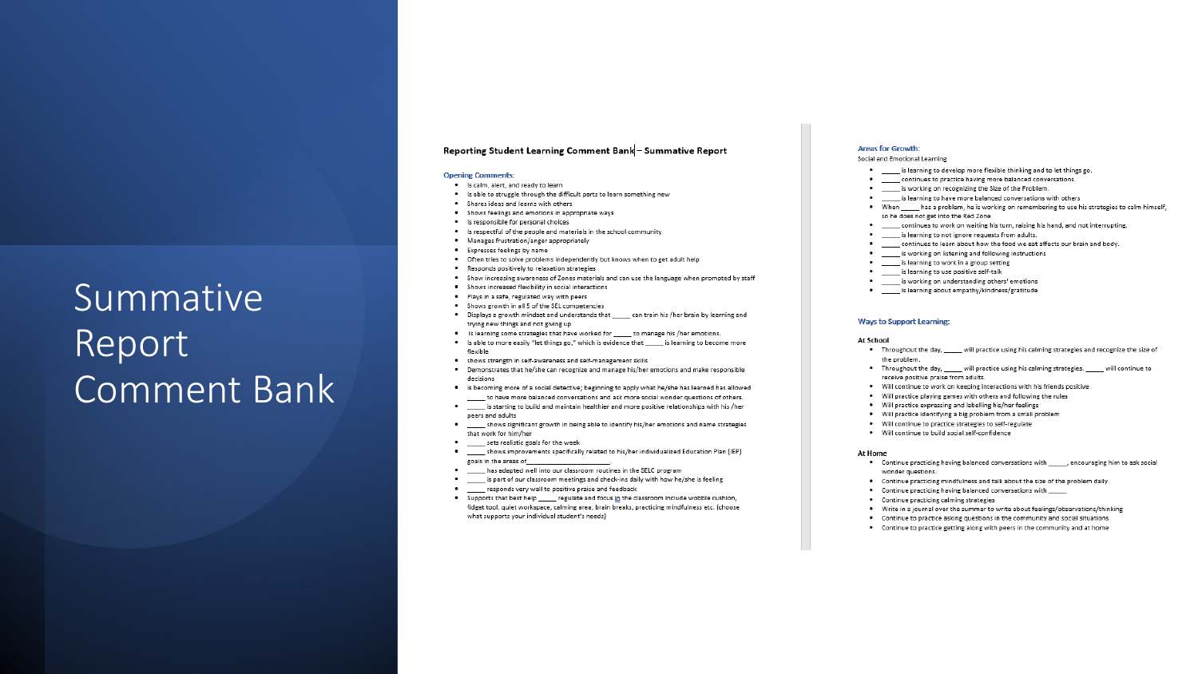# Summative Report Comment Bank

## Reporting Student Learning Comment Bank – Summative Report

### Opening Comments:

- Is calm, alert, and ready to learn
- Is able to struggle through the difficult parts to learn something new
- Shares ideas and learns with others
- Shows feelings and emotions in appropriate ways
- Is responsible for personal choices
- Is respectful of the people and materials in the school community
- Manages frustration/anger appropriately
- Expresses feelings by name
- Often tries to solve problems independently but knows when to get adult help
- Responds positively to relaxation strategies
- Show increasing awareness of Zones materials and can use the language when prompted by staff
- Shows increased flexibility in social interactions
- Plays in a safe, regulated way with peers
- Shows growth in all 5 of the SEL competencies
- Displays a growth mindset and understands that _____ can train his /her brain by learning and trying new things and not giving up
- Is learning some strategies that have worked for _____ to manage his /her emotions.
- Is able to more easily "let things go," which is evidence that _____ is learning to become more flexible
- shows strength in self-awareness and self-management skills
- Demonstrates that he/she can recognize and manage his/her emotions and make responsible decisions
- is becoming more of a social detective; beginning to apply what he/she has learned has allowed _____ to have more balanced conversations and ask more social wonder questions of others.
- _____ is starting to build and maintain healthier and more positive relationships with his /her peers and adults
- _____ shows significant growth in being able to identify his/her emotions and name strategies that work for him/her
- _____ sets realistic goals for the week
- _____ shows improvements specifically related to his/her individualized Education Plan (IEP) goals in the areas of_____________________.
- _____ has adapted well into our classroom routines in the SELC program
- _____ is part of our classroom meetings and check-ins daily with how he/she is feeling
- _____ responds very well to positive praise and feedback
- Supports that best help _____ regulate and focus in the classroom include wobble cushion, fidget tool, quiet workspace, calming area, brain breaks, practicing mindfulness etc. (choose what supports your individual student's needs)

### Areas for Growth:

Social and Emotional Learning

- _____ is learning to develop more flexible thinking and to let things go.
- _____ continues to practice having more balanced conversations.
- _____ is working on recognizing the Size of the Problem.
- _____ is learning to have more balanced conversations with others
- When _____ has a problem, he is working on remembering to use his strategies to calm himself, so he does not get into the Red Zone
- _____ continues to work on waiting his turn, raising his hand, and not interrupting.
- _____ is learning to not ignore requests from adults.
- _____ continues to learn about how the food we eat affects our brain and body.
- _____ is working on listening and following instructions
- _____ is learning to work in a group setting
- _____ is learning to use positive self-talk
- _____ is working on understanding others' emotions
- _____ is learning about empathy/kindness/gratitude

### Ways to Support Learning:

**At School**

- Throughout the day, _____ will practice using his calming strategies and recognize the size of the problem.
- Throughout the day, _____ will practice using his calming strategies. _____ will continue to receive positive praise from adults.
- Will continue to work on keeping interactions with his friends positive
- Will practice playing games with others and following the rules
- Will practice expressing and labelling his/her feelings
- Will practice identifying a big problem from a small problem
- Will continue to practice strategies to self-regulate
- Will continue to build social self-confidence

**At Home**

- Continue practicing having balanced conversations with _____, encouraging him to ask social wonder questions.
- Continue practicing mindfulness and talk about the size of the problem daily.
- Continue practicing having balanced conversations with _____
- Continue practicing calming strategies
- Write in a journal over the summer to write about feelings/observations/thinking
- Continue to practice asking questions in the community and social situations
- Continue to practice getting along with peers in the community and at home